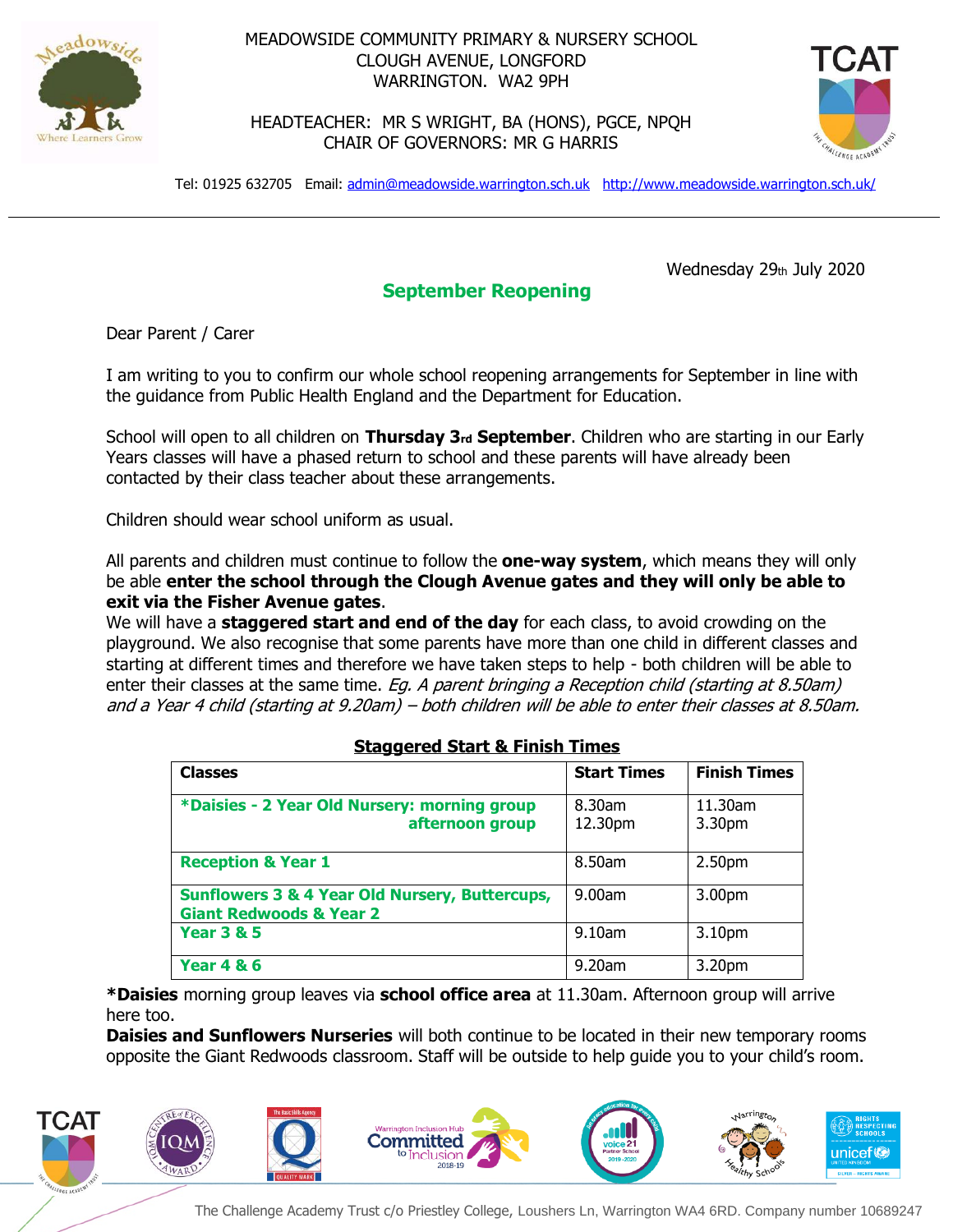MEADOWSIDE COMMUNITY PRIMARY & NURSERY SCHOOL
CLOUGH AVENUE, LONGFORD
WARRINGTON. WA2 9PH

HEADTEACHER: MR S WRIGHT, BA (HONS), PGCE, NPQH
CHAIR OF GOVERNORS: MR G HARRIS

Tel: 01925 632705 Email: admin@meadowside.warrington.sch.uk http://www.meadowside.warrington.sch.uk/

Wednesday 29th July 2020

## September Reopening

Dear Parent / Carer

I am writing to you to confirm our whole school reopening arrangements for September in line with the guidance from Public Health England and the Department for Education.

School will open to all children on **Thursday 3rd September**. Children who are starting in our Early Years classes will have a phased return to school and these parents will have already been contacted by their class teacher about these arrangements.

Children should wear school uniform as usual.

All parents and children must continue to follow the **one-way system**, which means they will only be able **enter the school through the Clough Avenue gates and they will only be able to exit via the Fisher Avenue gates**.

We will have a **staggered start and end of the day** for each class, to avoid crowding on the playground. We also recognise that some parents have more than one child in different classes and starting at different times and therefore we have taken steps to help - both children will be able to enter their classes at the same time. *Eg. A parent bringing a Reception child (starting at 8.50am) and a Year 4 child (starting at 9.20am) – both children will be able to enter their classes at 8.50am.*

**Staggered Start & Finish Times**

| Classes | Start Times | Finish Times |
|---|---|---|
| ***Daisies - 2 Year Old Nursery: morning group** | 8.30am | 11.30am |
| **afternoon group** | 12.30pm | 3.30pm |
| **Reception & Year 1** | 8.50am | 2.50pm |
| **Sunflowers 3 & 4 Year Old Nursery, Buttercups, Giant Redwoods & Year 2** | 9.00am | 3.00pm |
| **Year 3 & 5** | 9.10am | 3.10pm |
| **Year 4 & 6** | 9.20am | 3.20pm |

***Daisies** morning group leaves via **school office area** at 11.30am. Afternoon group will arrive here too.

**Daisies and Sunflowers Nurseries** will both continue to be located in their new temporary rooms opposite the Giant Redwoods classroom. Staff will be outside to help guide you to your child's room.

The Challenge Academy Trust c/o Priestley College, Loushers Ln, Warrington WA4 6RD. Company number 10689247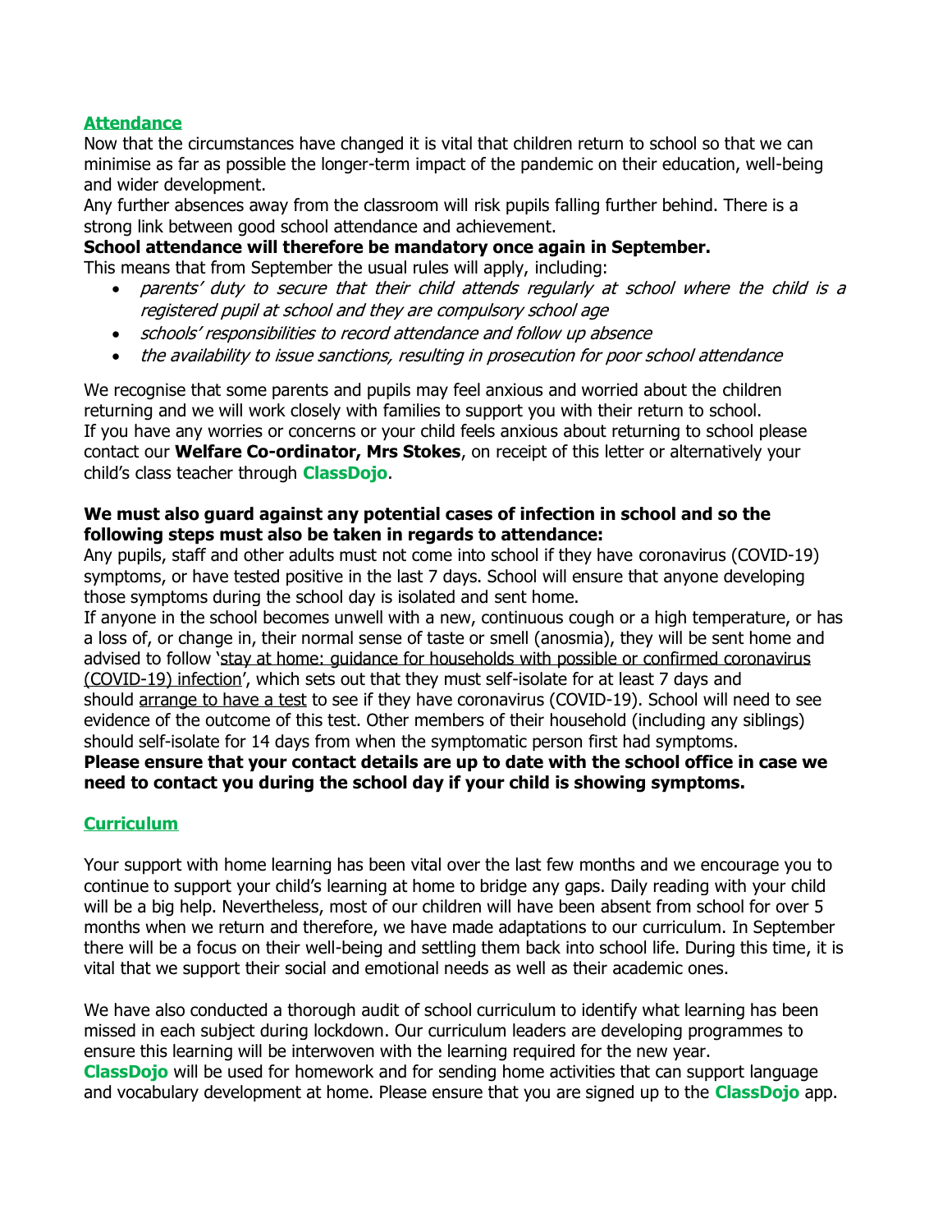## Attendance

Now that the circumstances have changed it is vital that children return to school so that we can minimise as far as possible the longer-term impact of the pandemic on their education, well-being and wider development.

Any further absences away from the classroom will risk pupils falling further behind. There is a strong link between good school attendance and achievement.

**School attendance will therefore be mandatory once again in September.**

This means that from September the usual rules will apply, including:

- *parents' duty to secure that their child attends regularly at school where the child is a registered pupil at school and they are compulsory school age*
- *schools' responsibilities to record attendance and follow up absence*
- *the availability to issue sanctions, resulting in prosecution for poor school attendance*

We recognise that some parents and pupils may feel anxious and worried about the children returning and we will work closely with families to support you with their return to school.

If you have any worries or concerns or your child feels anxious about returning to school please contact our **Welfare Co-ordinator, Mrs Stokes**, on receipt of this letter or alternatively your child's class teacher through **ClassDojo**.

**We must also guard against any potential cases of infection in school and so the following steps must also be taken in regards to attendance:**

Any pupils, staff and other adults must not come into school if they have coronavirus (COVID-19) symptoms, or have tested positive in the last 7 days. School will ensure that anyone developing those symptoms during the school day is isolated and sent home.

If anyone in the school becomes unwell with a new, continuous cough or a high temperature, or has a loss of, or change in, their normal sense of taste or smell (anosmia), they will be sent home and advised to follow 'stay at home: guidance for households with possible or confirmed coronavirus (COVID-19) infection', which sets out that they must self-isolate for at least 7 days and should arrange to have a test to see if they have coronavirus (COVID-19). School will need to see evidence of the outcome of this test. Other members of their household (including any siblings) should self-isolate for 14 days from when the symptomatic person first had symptoms.

**Please ensure that your contact details are up to date with the school office in case we need to contact you during the school day if your child is showing symptoms.**

## Curriculum

Your support with home learning has been vital over the last few months and we encourage you to continue to support your child's learning at home to bridge any gaps. Daily reading with your child will be a big help. Nevertheless, most of our children will have been absent from school for over 5 months when we return and therefore, we have made adaptations to our curriculum. In September there will be a focus on their well-being and settling them back into school life. During this time, it is vital that we support their social and emotional needs as well as their academic ones.

We have also conducted a thorough audit of school curriculum to identify what learning has been missed in each subject during lockdown. Our curriculum leaders are developing programmes to ensure this learning will be interwoven with the learning required for the new year.

**ClassDojo** will be used for homework and for sending home activities that can support language and vocabulary development at home. Please ensure that you are signed up to the **ClassDojo** app.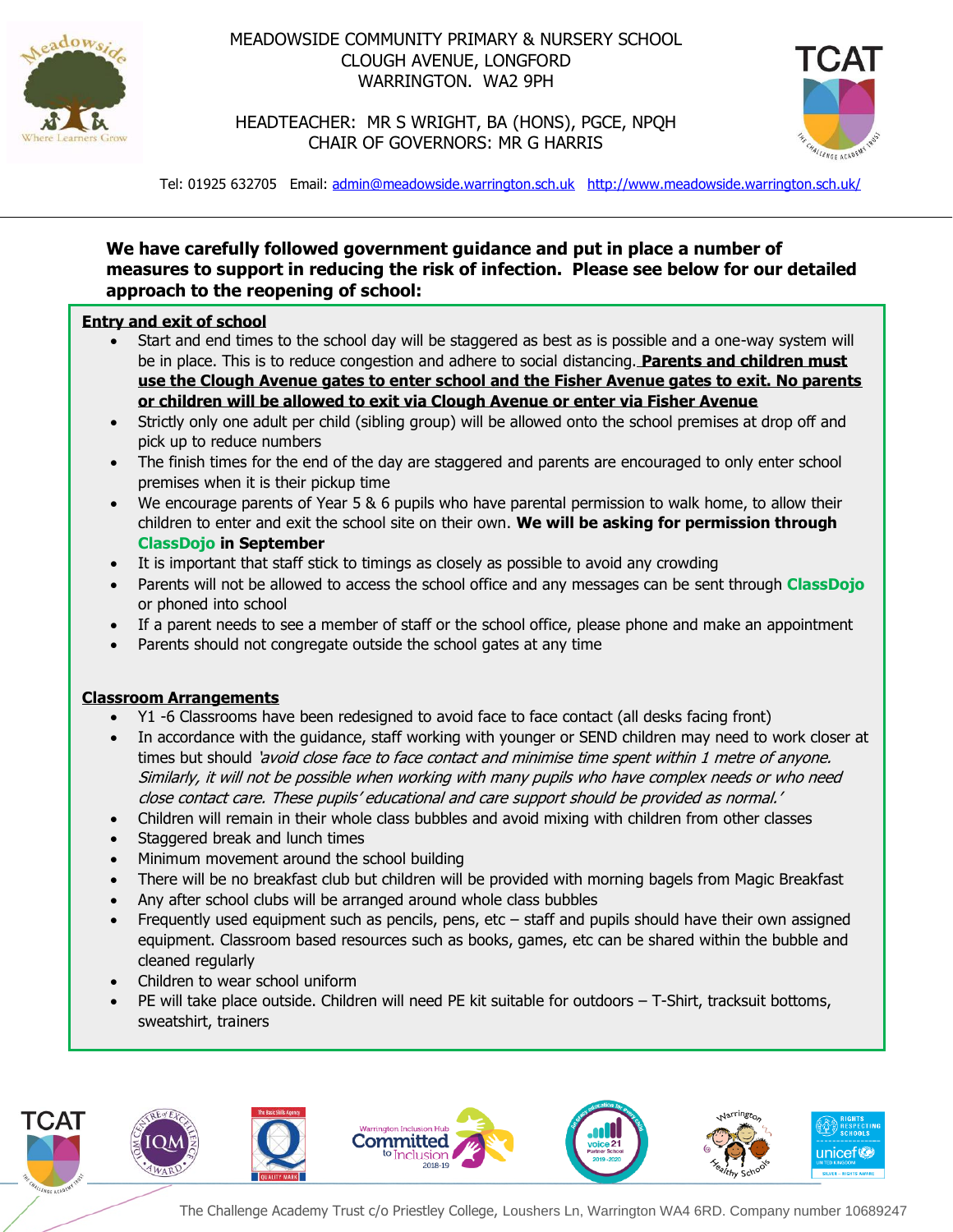MEADOWSIDE COMMUNITY PRIMARY & NURSERY SCHOOL
CLOUGH AVENUE, LONGFORD
WARRINGTON. WA2 9PH

HEADTEACHER: MR S WRIGHT, BA (HONS), PGCE, NPQH
CHAIR OF GOVERNORS: MR G HARRIS

Tel: 01925 632705 Email: admin@meadowside.warrington.sch.uk http://www.meadowside.warrington.sch.uk/

**We have carefully followed government guidance and put in place a number of measures to support in reducing the risk of infection. Please see below for our detailed approach to the reopening of school:**

**Entry and exit of school**

- Start and end times to the school day will be staggered as best as is possible and a one-way system will be in place. This is to reduce congestion and adhere to social distancing. **Parents and children must use the Clough Avenue gates to enter school and the Fisher Avenue gates to exit. No parents or children will be allowed to exit via Clough Avenue or enter via Fisher Avenue**
- Strictly only one adult per child (sibling group) will be allowed onto the school premises at drop off and pick up to reduce numbers
- The finish times for the end of the day are staggered and parents are encouraged to only enter school premises when it is their pickup time
- We encourage parents of Year 5 & 6 pupils who have parental permission to walk home, to allow their children to enter and exit the school site on their own. **We will be asking for permission through ClassDojo in September**
- It is important that staff stick to timings as closely as possible to avoid any crowding
- Parents will not be allowed to access the school office and any messages can be sent through **ClassDojo** or phoned into school
- If a parent needs to see a member of staff or the school office, please phone and make an appointment
- Parents should not congregate outside the school gates at any time

**Classroom Arrangements**

- Y1 -6 Classrooms have been redesigned to avoid face to face contact (all desks facing front)
- In accordance with the guidance, staff working with younger or SEND children may need to work closer at times but should *'avoid close face to face contact and minimise time spent within 1 metre of anyone. Similarly, it will not be possible when working with many pupils who have complex needs or who need close contact care. These pupils' educational and care support should be provided as normal.'*
- Children will remain in their whole class bubbles and avoid mixing with children from other classes
- Staggered break and lunch times
- Minimum movement around the school building
- There will be no breakfast club but children will be provided with morning bagels from Magic Breakfast
- Any after school clubs will be arranged around whole class bubbles
- Frequently used equipment such as pencils, pens, etc – staff and pupils should have their own assigned equipment. Classroom based resources such as books, games, etc can be shared within the bubble and cleaned regularly
- Children to wear school uniform
- PE will take place outside. Children will need PE kit suitable for outdoors – T-Shirt, tracksuit bottoms, sweatshirt, trainers

The Challenge Academy Trust c/o Priestley College, Loushers Ln, Warrington WA4 6RD. Company number 10689247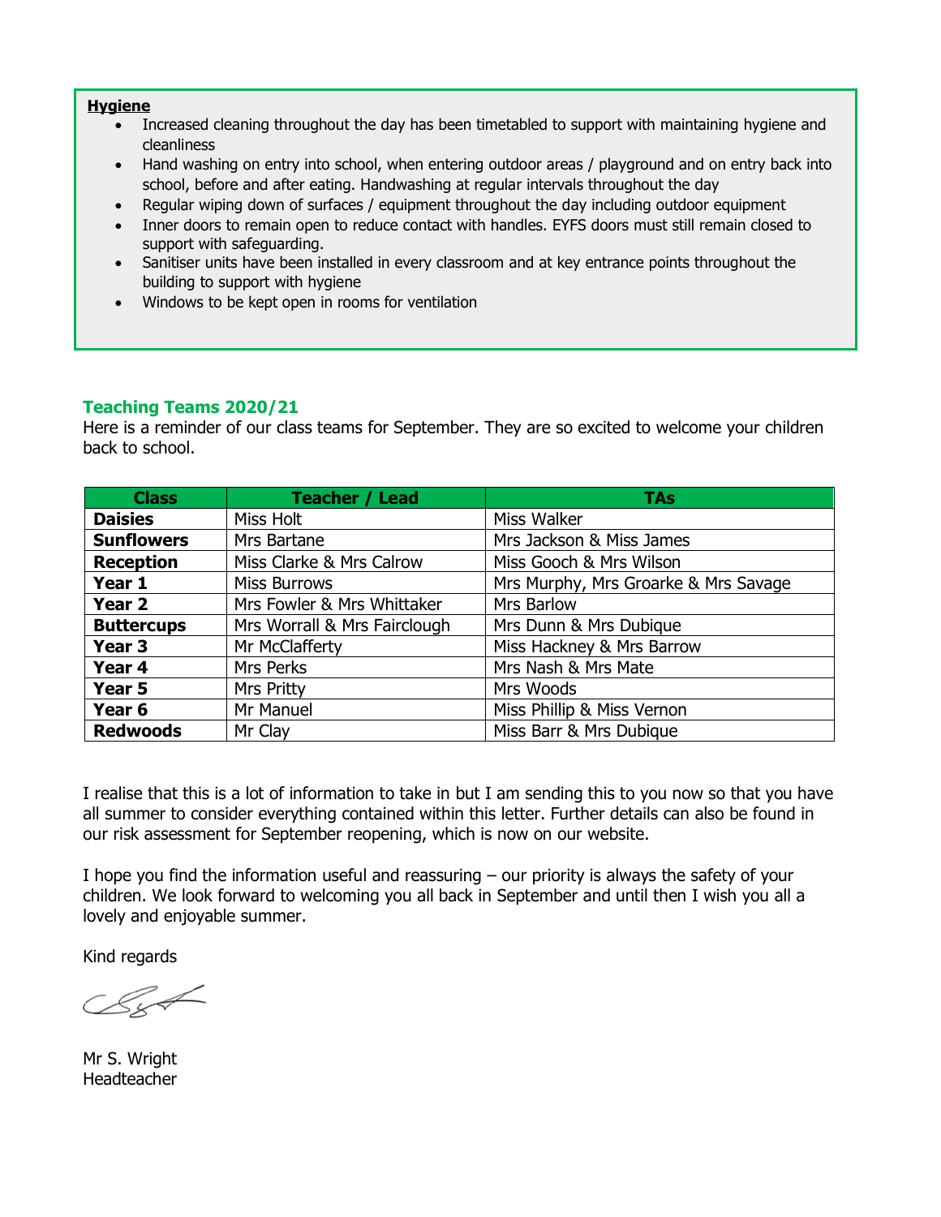**Hygiene**

- Increased cleaning throughout the day has been timetabled to support with maintaining hygiene and cleanliness
- Hand washing on entry into school, when entering outdoor areas / playground and on entry back into school, before and after eating. Handwashing at regular intervals throughout the day
- Regular wiping down of surfaces / equipment throughout the day including outdoor equipment
- Inner doors to remain open to reduce contact with handles. EYFS doors must still remain closed to support with safeguarding.
- Sanitiser units have been installed in every classroom and at key entrance points throughout the building to support with hygiene
- Windows to be kept open in rooms for ventilation

## Teaching Teams 2020/21

Here is a reminder of our class teams for September. They are so excited to welcome your children back to school.

| Class | Teacher / Lead | TAs |
|---|---|---|
| **Daisies** | Miss Holt | Miss Walker |
| **Sunflowers** | Mrs Bartane | Mrs Jackson & Miss James |
| **Reception** | Miss Clarke & Mrs Calrow | Miss Gooch & Mrs Wilson |
| **Year 1** | Miss Burrows | Mrs Murphy, Mrs Groarke & Mrs Savage |
| **Year 2** | Mrs Fowler & Mrs Whittaker | Mrs Barlow |
| **Buttercups** | Mrs Worrall & Mrs Fairclough | Mrs Dunn & Mrs Dubique |
| **Year 3** | Mr McClafferty | Miss Hackney & Mrs Barrow |
| **Year 4** | Mrs Perks | Mrs Nash & Mrs Mate |
| **Year 5** | Mrs Pritty | Mrs Woods |
| **Year 6** | Mr Manuel | Miss Phillip & Miss Vernon |
| **Redwoods** | Mr Clay | Miss Barr & Mrs Dubique |

I realise that this is a lot of information to take in but I am sending this to you now so that you have all summer to consider everything contained within this letter. Further details can also be found in our risk assessment for September reopening, which is now on our website.

I hope you find the information useful and reassuring – our priority is always the safety of your children. We look forward to welcoming you all back in September and until then I wish you all a lovely and enjoyable summer.

Kind regards

Mr S. Wright
Headteacher